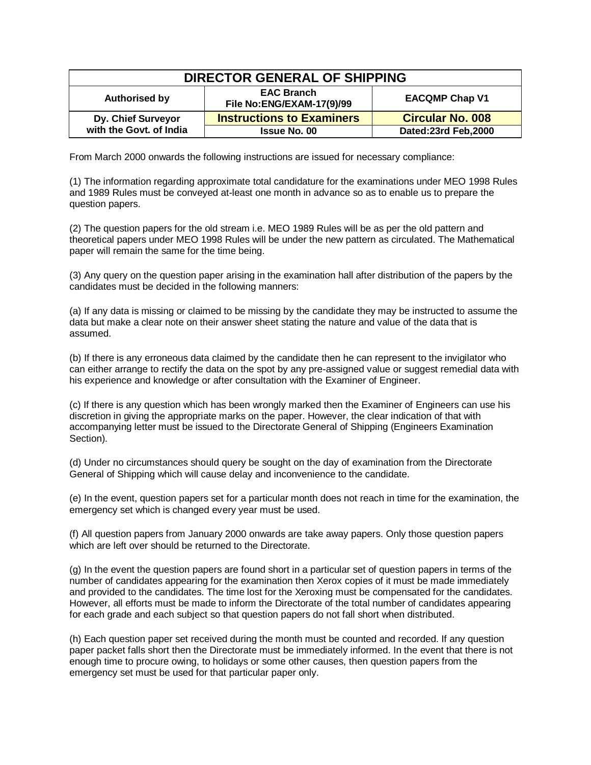| DIRECTOR GENERAL OF SHIPPING | | |
|---|---|---|
| **Authorised by** | **EAC Branch File No:ENG/EXAM-17(9)/99** | **EACQMP Chap V1** |
| **Dy. Chief Surveyor with the Govt. of India** | **Instructions to Examiners** | **Circular No. 008** |
| | **Issue No. 00** | **Dated:23rd Feb,2000** |

From March 2000 onwards the following instructions are issued for necessary compliance:

(1) The information regarding approximate total candidature for the examinations under MEO 1998 Rules and 1989 Rules must be conveyed at-least one month in advance so as to enable us to prepare the question papers.

(2) The question papers for the old stream i.e. MEO 1989 Rules will be as per the old pattern and theoretical papers under MEO 1998 Rules will be under the new pattern as circulated. The Mathematical paper will remain the same for the time being.

(3) Any query on the question paper arising in the examination hall after distribution of the papers by the candidates must be decided in the following manners:

(a) If any data is missing or claimed to be missing by the candidate they may be instructed to assume the data but make a clear note on their answer sheet stating the nature and value of the data that is assumed.

(b) If there is any erroneous data claimed by the candidate then he can represent to the invigilator who can either arrange to rectify the data on the spot by any pre-assigned value or suggest remedial data with his experience and knowledge or after consultation with the Examiner of Engineer.

(c) If there is any question which has been wrongly marked then the Examiner of Engineers can use his discretion in giving the appropriate marks on the paper. However, the clear indication of that with accompanying letter must be issued to the Directorate General of Shipping (Engineers Examination Section).

(d) Under no circumstances should query be sought on the day of examination from the Directorate General of Shipping which will cause delay and inconvenience to the candidate.

(e) In the event, question papers set for a particular month does not reach in time for the examination, the emergency set which is changed every year must be used.

(f) All question papers from January 2000 onwards are take away papers. Only those question papers which are left over should be returned to the Directorate.

(g) In the event the question papers are found short in a particular set of question papers in terms of the number of candidates appearing for the examination then Xerox copies of it must be made immediately and provided to the candidates. The time lost for the Xeroxing must be compensated for the candidates. However, all efforts must be made to inform the Directorate of the total number of candidates appearing for each grade and each subject so that question papers do not fall short when distributed.

(h) Each question paper set received during the month must be counted and recorded. If any question paper packet falls short then the Directorate must be immediately informed. In the event that there is not enough time to procure owing, to holidays or some other causes, then question papers from the emergency set must be used for that particular paper only.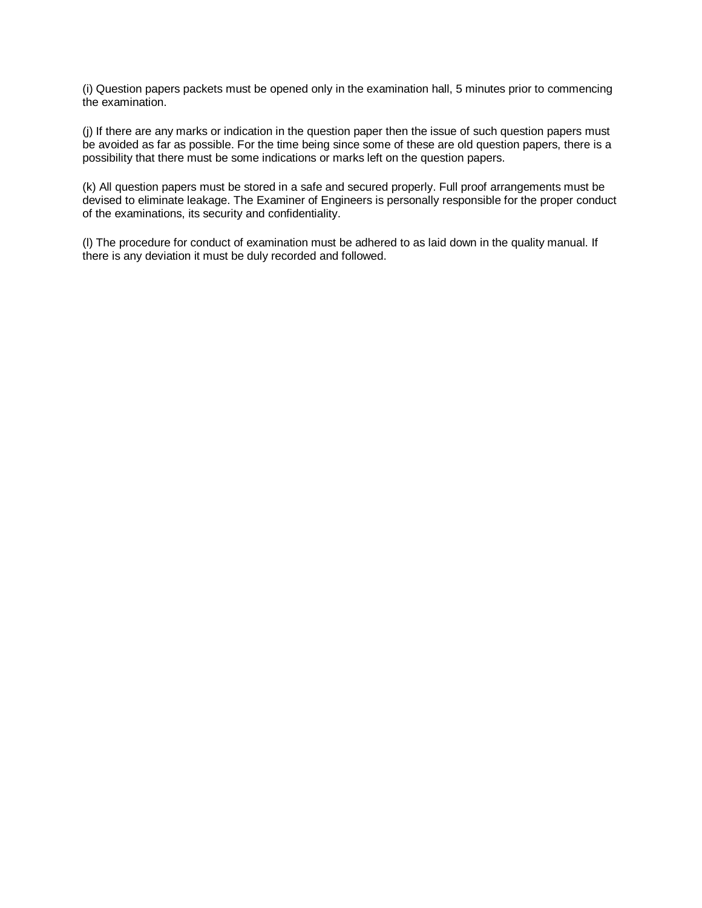(i) Question papers packets must be opened only in the examination hall, 5 minutes prior to commencing the examination.

(j) If there are any marks or indication in the question paper then the issue of such question papers must be avoided as far as possible. For the time being since some of these are old question papers, there is a possibility that there must be some indications or marks left on the question papers.

(k) All question papers must be stored in a safe and secured properly. Full proof arrangements must be devised to eliminate leakage. The Examiner of Engineers is personally responsible for the proper conduct of the examinations, its security and confidentiality.

(l) The procedure for conduct of examination must be adhered to as laid down in the quality manual. If there is any deviation it must be duly recorded and followed.